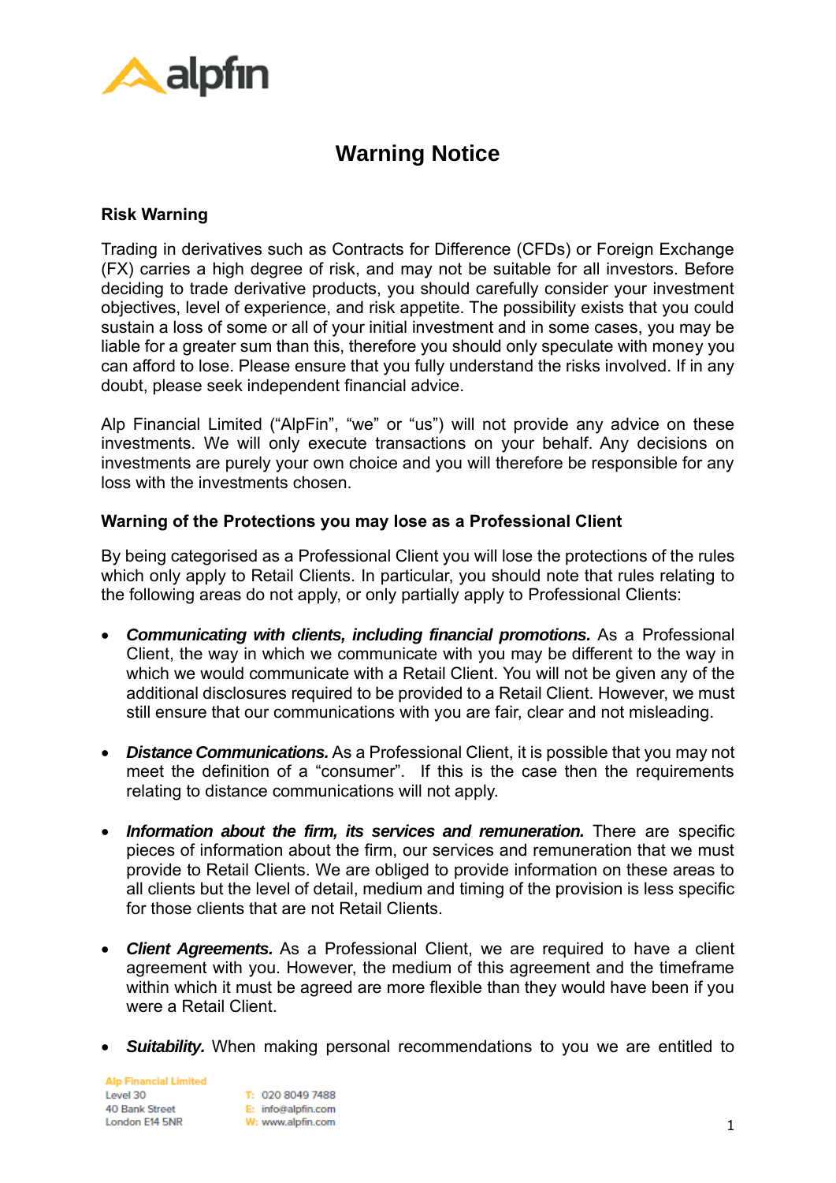# Warning Notice

## Risk Warning

Trading in derivatives such as Contracts for Difference (CFDs) or Foreign Exchange (FX) carries a high degree of risk, and may not be suitable for all investors. Before deciding to trade derivative products, you should carefully consider your investment objectives, level of experience, and risk appetite. The possibility exists that you could sustain a loss of some or all of your initial investment and in some cases, you may be liable for a greater sum than this, therefore you should only speculate with money you can afford to lose. Please ensure that you fully understand the risks involved. If in any doubt, please seek independent financial advice.

Alp Financial Limited ("AlpFin", "we" or "us") will not provide any advice on these investments. We will only execute transactions on your behalf. Any decisions on investments are purely your own choice and you will therefore be responsible for any loss with the investments chosen.

## Warning of the Protections you may lose as a Professional Client

By being categorised as a Professional Client you will lose the protections of the rules which only apply to Retail Clients. In particular, you should note that rules relating to the following areas do not apply, or only partially apply to Professional Clients:

- ***Communicating with clients, including financial promotions.*** As a Professional Client, the way in which we communicate with you may be different to the way in which we would communicate with a Retail Client. You will not be given any of the additional disclosures required to be provided to a Retail Client. However, we must still ensure that our communications with you are fair, clear and not misleading.

- ***Distance Communications.*** As a Professional Client, it is possible that you may not meet the definition of a "consumer". If this is the case then the requirements relating to distance communications will not apply.

- ***Information about the firm, its services and remuneration.*** There are specific pieces of information about the firm, our services and remuneration that we must provide to Retail Clients. We are obliged to provide information on these areas to all clients but the level of detail, medium and timing of the provision is less specific for those clients that are not Retail Clients.

- ***Client Agreements.*** As a Professional Client, we are required to have a client agreement with you. However, the medium of this agreement and the timeframe within which it must be agreed are more flexible than they would have been if you were a Retail Client.

- ***Suitability.*** When making personal recommendations to you we are entitled to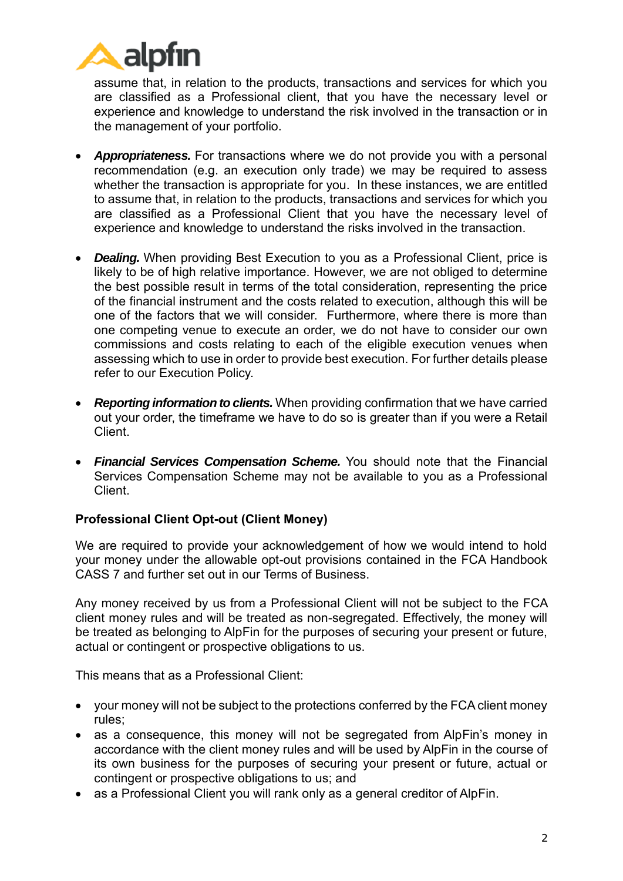assume that, in relation to the products, transactions and services for which you are classified as a Professional client, that you have the necessary level or experience and knowledge to understand the risk involved in the transaction or in the management of your portfolio.

- ***Appropriateness.*** For transactions where we do not provide you with a personal recommendation (e.g. an execution only trade) we may be required to assess whether the transaction is appropriate for you. In these instances, we are entitled to assume that, in relation to the products, transactions and services for which you are classified as a Professional Client that you have the necessary level of experience and knowledge to understand the risks involved in the transaction.

- ***Dealing.*** When providing Best Execution to you as a Professional Client, price is likely to be of high relative importance. However, we are not obliged to determine the best possible result in terms of the total consideration, representing the price of the financial instrument and the costs related to execution, although this will be one of the factors that we will consider. Furthermore, where there is more than one competing venue to execute an order, we do not have to consider our own commissions and costs relating to each of the eligible execution venues when assessing which to use in order to provide best execution. For further details please refer to our Execution Policy.

- ***Reporting information to clients.*** When providing confirmation that we have carried out your order, the timeframe we have to do so is greater than if you were a Retail Client.

- ***Financial Services Compensation Scheme.*** You should note that the Financial Services Compensation Scheme may not be available to you as a Professional Client.

**Professional Client Opt-out (Client Money)**

We are required to provide your acknowledgement of how we would intend to hold your money under the allowable opt-out provisions contained in the FCA Handbook CASS 7 and further set out in our Terms of Business.

Any money received by us from a Professional Client will not be subject to the FCA client money rules and will be treated as non-segregated. Effectively, the money will be treated as belonging to AlpFin for the purposes of securing your present or future, actual or contingent or prospective obligations to us.

This means that as a Professional Client:

- your money will not be subject to the protections conferred by the FCA client money rules;
- as a consequence, this money will not be segregated from AlpFin's money in accordance with the client money rules and will be used by AlpFin in the course of its own business for the purposes of securing your present or future, actual or contingent or prospective obligations to us; and
- as a Professional Client you will rank only as a general creditor of AlpFin.